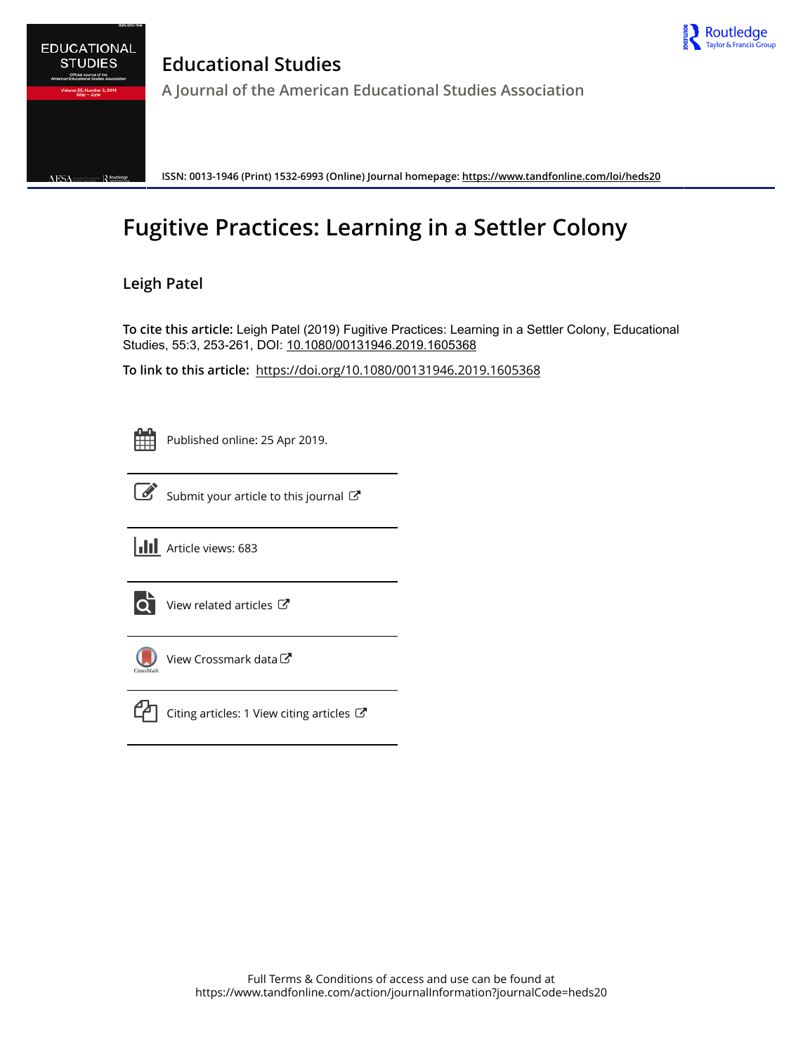# Educational Studies

A Journal of the American Educational Studies Association

ISSN: 0013-1946 (Print) 1532-6993 (Online) Journal homepage: https://www.tandfonline.com/loi/heds20

# Fugitive Practices: Learning in a Settler Colony

**Leigh Patel**

**To cite this article:** Leigh Patel (2019) Fugitive Practices: Learning in a Settler Colony, Educational Studies, 55:3, 253-261, DOI: 10.1080/00131946.2019.1605368

**To link to this article:** https://doi.org/10.1080/00131946.2019.1605368

Published online: 25 Apr 2019.

Submit your article to this journal

Article views: 683

View related articles

View Crossmark data

Citing articles: 1 View citing articles

Full Terms & Conditions of access and use can be found at https://www.tandfonline.com/action/journalInformation?journalCode=heds20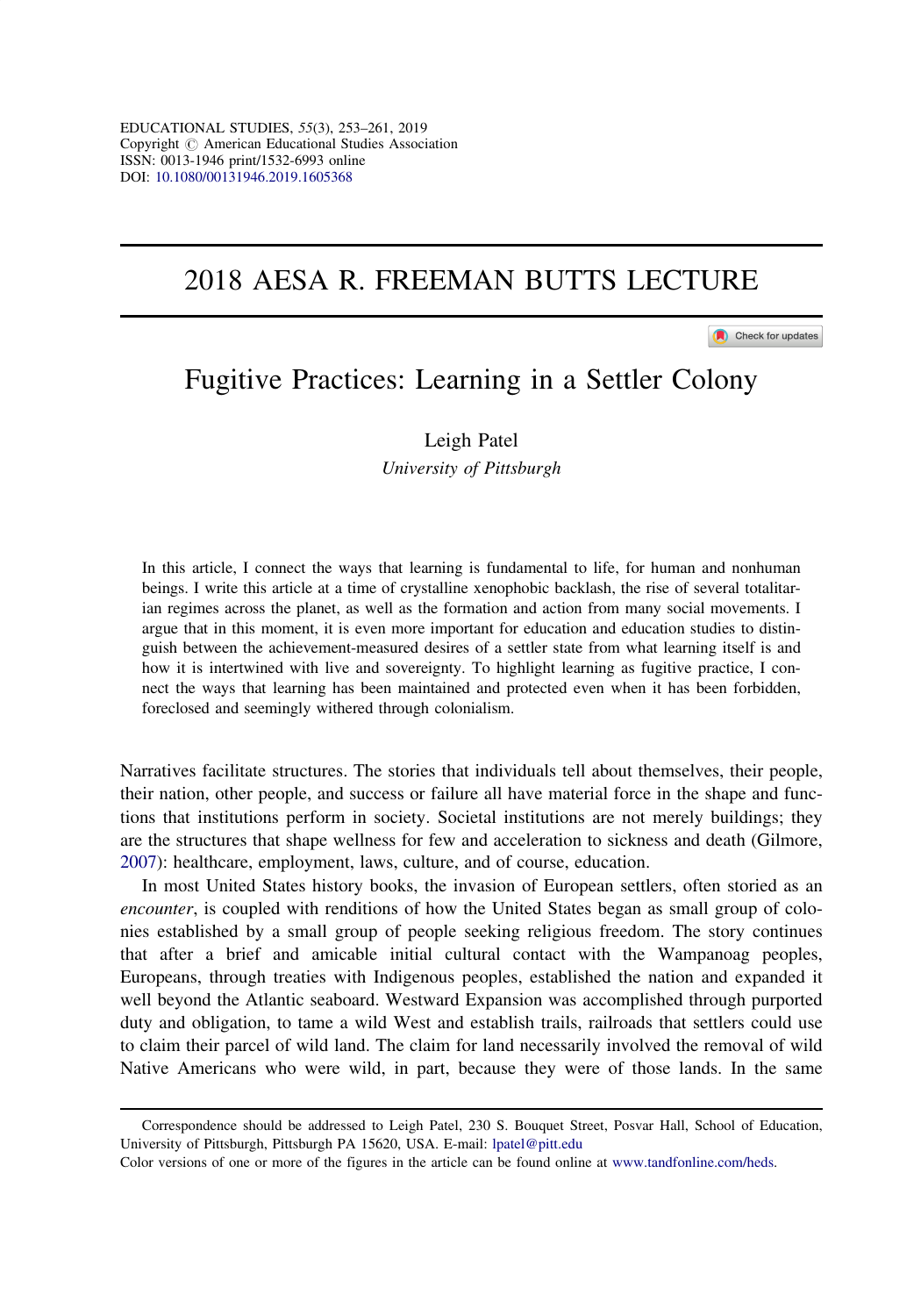## 2018 AESA R. FREEMAN BUTTS LECTURE

# Fugitive Practices: Learning in a Settler Colony

Leigh Patel
*University of Pittsburgh*

In this article, I connect the ways that learning is fundamental to life, for human and nonhuman beings. I write this article at a time of crystalline xenophobic backlash, the rise of several totalitarian regimes across the planet, as well as the formation and action from many social movements. I argue that in this moment, it is even more important for education and education studies to distinguish between the achievement-measured desires of a settler state from what learning itself is and how it is intertwined with live and sovereignty. To highlight learning as fugitive practice, I connect the ways that learning has been maintained and protected even when it has been forbidden, foreclosed and seemingly withered through colonialism.

Narratives facilitate structures. The stories that individuals tell about themselves, their people, their nation, other people, and success or failure all have material force in the shape and functions that institutions perform in society. Societal institutions are not merely buildings; they are the structures that shape wellness for few and acceleration to sickness and death (Gilmore, 2007): healthcare, employment, laws, culture, and of course, education.

In most United States history books, the invasion of European settlers, often storied as an *encounter*, is coupled with renditions of how the United States began as small group of colonies established by a small group of people seeking religious freedom. The story continues that after a brief and amicable initial cultural contact with the Wampanoag peoples, Europeans, through treaties with Indigenous peoples, established the nation and expanded it well beyond the Atlantic seaboard. Westward Expansion was accomplished through purported duty and obligation, to tame a wild West and establish trails, railroads that settlers could use to claim their parcel of wild land. The claim for land necessarily involved the removal of wild Native Americans who were wild, in part, because they were of those lands. In the same

Correspondence should be addressed to Leigh Patel, 230 S. Bouquet Street, Posvar Hall, School of Education, University of Pittsburgh, Pittsburgh PA 15620, USA. E-mail: lpatel@pitt.edu

Color versions of one or more of the figures in the article can be found online at www.tandfonline.com/heds.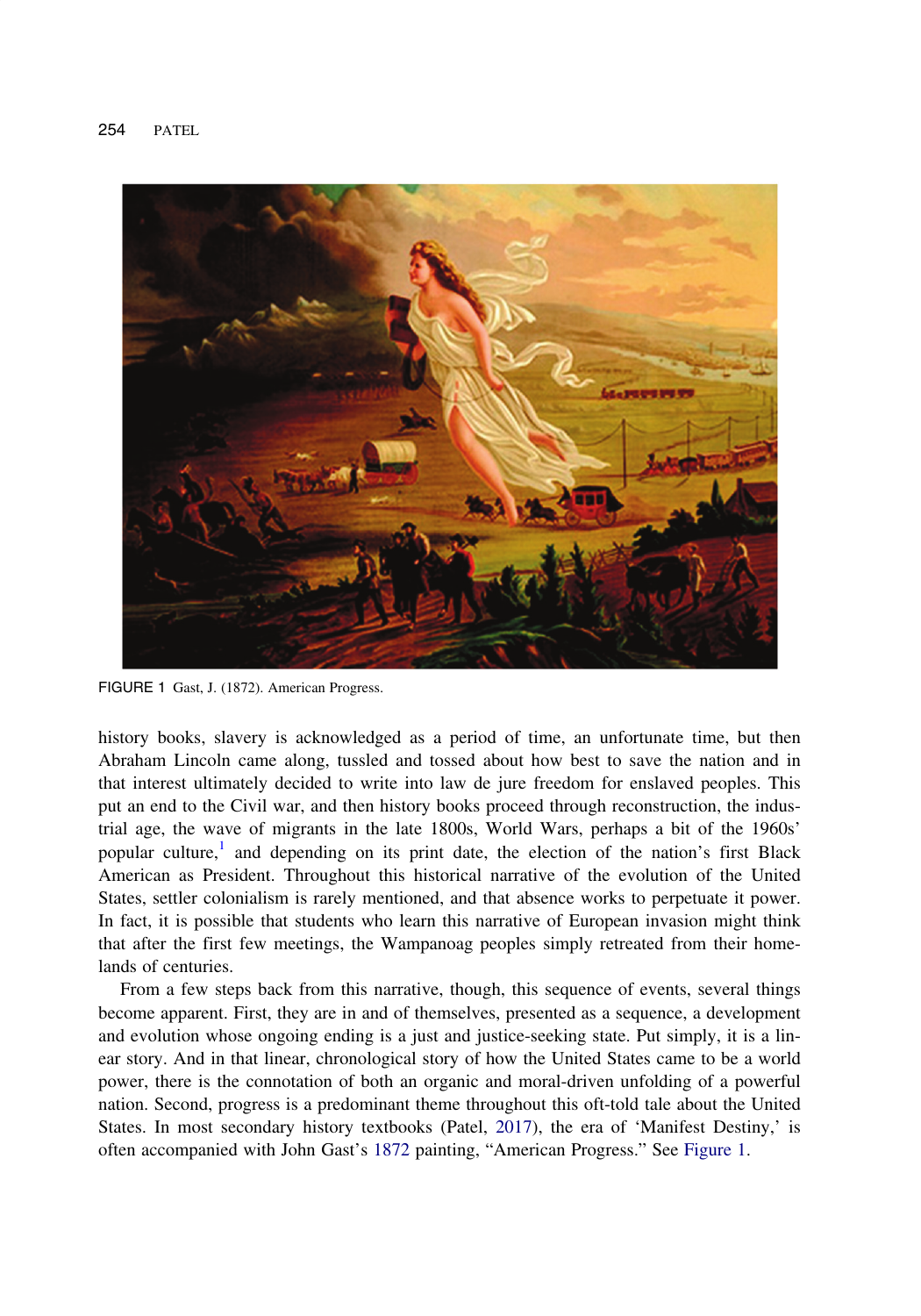FIGURE 1 Gast, J. (1872). American Progress.

history books, slavery is acknowledged as a period of time, an unfortunate time, but then Abraham Lincoln came along, tussled and tossed about how best to save the nation and in that interest ultimately decided to write into law de jure freedom for enslaved peoples. This put an end to the Civil war, and then history books proceed through reconstruction, the industrial age, the wave of migrants in the late 1800s, World Wars, perhaps a bit of the 1960s' popular culture,[1] and depending on its print date, the election of the nation's first Black American as President. Throughout this historical narrative of the evolution of the United States, settler colonialism is rarely mentioned, and that absence works to perpetuate it power. In fact, it is possible that students who learn this narrative of European invasion might think that after the first few meetings, the Wampanoag peoples simply retreated from their homelands of centuries.

From a few steps back from this narrative, though, this sequence of events, several things become apparent. First, they are in and of themselves, presented as a sequence, a development and evolution whose ongoing ending is a just and justice-seeking state. Put simply, it is a linear story. And in that linear, chronological story of how the United States came to be a world power, there is the connotation of both an organic and moral-driven unfolding of a powerful nation. Second, progress is a predominant theme throughout this oft-told tale about the United States. In most secondary history textbooks (Patel, 2017), the era of 'Manifest Destiny,' is often accompanied with John Gast's 1872 painting, "American Progress." See Figure 1.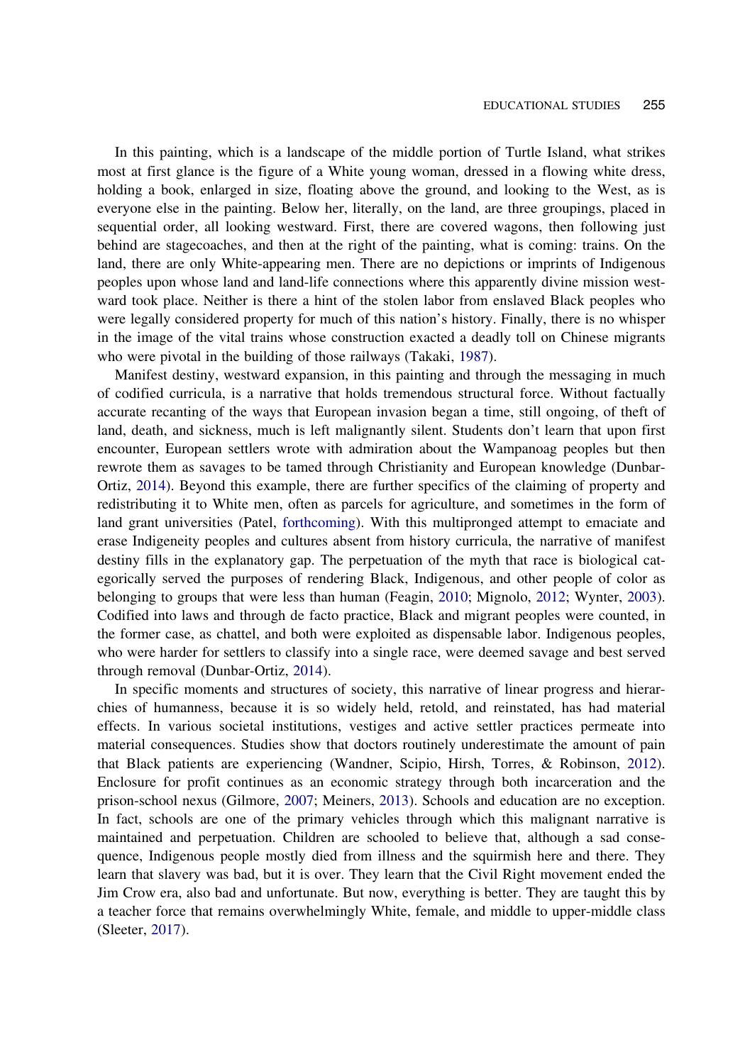In this painting, which is a landscape of the middle portion of Turtle Island, what strikes most at first glance is the figure of a White young woman, dressed in a flowing white dress, holding a book, enlarged in size, floating above the ground, and looking to the West, as is everyone else in the painting. Below her, literally, on the land, are three groupings, placed in sequential order, all looking westward. First, there are covered wagons, then following just behind are stagecoaches, and then at the right of the painting, what is coming: trains. On the land, there are only White-appearing men. There are no depictions or imprints of Indigenous peoples upon whose land and land-life connections where this apparently divine mission westward took place. Neither is there a hint of the stolen labor from enslaved Black peoples who were legally considered property for much of this nation's history. Finally, there is no whisper in the image of the vital trains whose construction exacted a deadly toll on Chinese migrants who were pivotal in the building of those railways (Takaki, 1987).

Manifest destiny, westward expansion, in this painting and through the messaging in much of codified curricula, is a narrative that holds tremendous structural force. Without factually accurate recanting of the ways that European invasion began a time, still ongoing, of theft of land, death, and sickness, much is left malignantly silent. Students don't learn that upon first encounter, European settlers wrote with admiration about the Wampanoag peoples but then rewrote them as savages to be tamed through Christianity and European knowledge (Dunbar-Ortiz, 2014). Beyond this example, there are further specifics of the claiming of property and redistributing it to White men, often as parcels for agriculture, and sometimes in the form of land grant universities (Patel, forthcoming). With this multipronged attempt to emaciate and erase Indigeneity peoples and cultures absent from history curricula, the narrative of manifest destiny fills in the explanatory gap. The perpetuation of the myth that race is biological categorically served the purposes of rendering Black, Indigenous, and other people of color as belonging to groups that were less than human (Feagin, 2010; Mignolo, 2012; Wynter, 2003). Codified into laws and through de facto practice, Black and migrant peoples were counted, in the former case, as chattel, and both were exploited as dispensable labor. Indigenous peoples, who were harder for settlers to classify into a single race, were deemed savage and best served through removal (Dunbar-Ortiz, 2014).

In specific moments and structures of society, this narrative of linear progress and hierarchies of humanness, because it is so widely held, retold, and reinstated, has had material effects. In various societal institutions, vestiges and active settler practices permeate into material consequences. Studies show that doctors routinely underestimate the amount of pain that Black patients are experiencing (Wandner, Scipio, Hirsh, Torres, & Robinson, 2012). Enclosure for profit continues as an economic strategy through both incarceration and the prison-school nexus (Gilmore, 2007; Meiners, 2013). Schools and education are no exception. In fact, schools are one of the primary vehicles through which this malignant narrative is maintained and perpetuation. Children are schooled to believe that, although a sad consequence, Indigenous people mostly died from illness and the squirmish here and there. They learn that slavery was bad, but it is over. They learn that the Civil Right movement ended the Jim Crow era, also bad and unfortunate. But now, everything is better. They are taught this by a teacher force that remains overwhelmingly White, female, and middle to upper-middle class (Sleeter, 2017).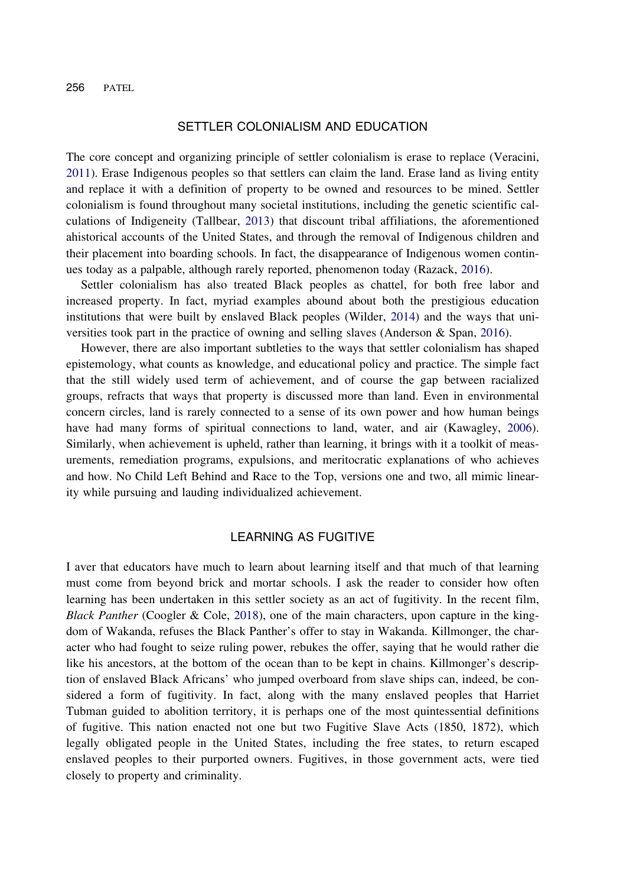## SETTLER COLONIALISM AND EDUCATION

The core concept and organizing principle of settler colonialism is erase to replace (Veracini, 2011). Erase Indigenous peoples so that settlers can claim the land. Erase land as living entity and replace it with a definition of property to be owned and resources to be mined. Settler colonialism is found throughout many societal institutions, including the genetic scientific calculations of Indigeneity (Tallbear, 2013) that discount tribal affiliations, the aforementioned ahistorical accounts of the United States, and through the removal of Indigenous children and their placement into boarding schools. In fact, the disappearance of Indigenous women continues today as a palpable, although rarely reported, phenomenon today (Razack, 2016).

Settler colonialism has also treated Black peoples as chattel, for both free labor and increased property. In fact, myriad examples abound about both the prestigious education institutions that were built by enslaved Black peoples (Wilder, 2014) and the ways that universities took part in the practice of owning and selling slaves (Anderson & Span, 2016).

However, there are also important subtleties to the ways that settler colonialism has shaped epistemology, what counts as knowledge, and educational policy and practice. The simple fact that the still widely used term of achievement, and of course the gap between racialized groups, refracts that ways that property is discussed more than land. Even in environmental concern circles, land is rarely connected to a sense of its own power and how human beings have had many forms of spiritual connections to land, water, and air (Kawagley, 2006). Similarly, when achievement is upheld, rather than learning, it brings with it a toolkit of measurements, remediation programs, expulsions, and meritocratic explanations of who achieves and how. No Child Left Behind and Race to the Top, versions one and two, all mimic linearity while pursuing and lauding individualized achievement.

## LEARNING AS FUGITIVE

I aver that educators have much to learn about learning itself and that much of that learning must come from beyond brick and mortar schools. I ask the reader to consider how often learning has been undertaken in this settler society as an act of fugitivity. In the recent film, *Black Panther* (Coogler & Cole, 2018), one of the main characters, upon capture in the kingdom of Wakanda, refuses the Black Panther's offer to stay in Wakanda. Killmonger, the character who had fought to seize ruling power, rebukes the offer, saying that he would rather die like his ancestors, at the bottom of the ocean than to be kept in chains. Killmonger's description of enslaved Black Africans' who jumped overboard from slave ships can, indeed, be considered a form of fugitivity. In fact, along with the many enslaved peoples that Harriet Tubman guided to abolition territory, it is perhaps one of the most quintessential definitions of fugitive. This nation enacted not one but two Fugitive Slave Acts (1850, 1872), which legally obligated people in the United States, including the free states, to return escaped enslaved peoples to their purported owners. Fugitives, in those government acts, were tied closely to property and criminality.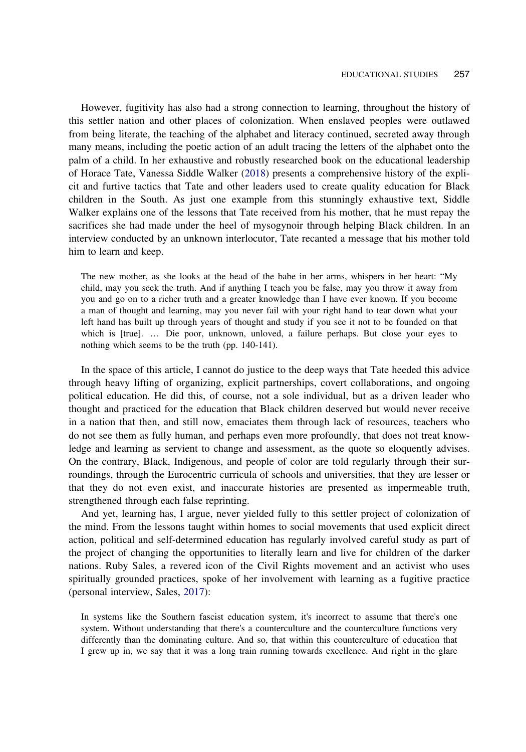However, fugitivity has also had a strong connection to learning, throughout the history of this settler nation and other places of colonization. When enslaved peoples were outlawed from being literate, the teaching of the alphabet and literacy continued, secreted away through many means, including the poetic action of an adult tracing the letters of the alphabet onto the palm of a child. In her exhaustive and robustly researched book on the educational leadership of Horace Tate, Vanessa Siddle Walker (2018) presents a comprehensive history of the explicit and furtive tactics that Tate and other leaders used to create quality education for Black children in the South. As just one example from this stunningly exhaustive text, Siddle Walker explains one of the lessons that Tate received from his mother, that he must repay the sacrifices she had made under the heel of mysogynoir through helping Black children. In an interview conducted by an unknown interlocutor, Tate recanted a message that his mother told him to learn and keep.

> The new mother, as she looks at the head of the babe in her arms, whispers in her heart: "My child, may you seek the truth. And if anything I teach you be false, may you throw it away from you and go on to a richer truth and a greater knowledge than I have ever known. If you become a man of thought and learning, may you never fail with your right hand to tear down what your left hand has built up through years of thought and study if you see it not to be founded on that which is [true]. … Die poor, unknown, unloved, a failure perhaps. But close your eyes to nothing which seems to be the truth (pp. 140-141).

In the space of this article, I cannot do justice to the deep ways that Tate heeded this advice through heavy lifting of organizing, explicit partnerships, covert collaborations, and ongoing political education. He did this, of course, not a sole individual, but as a driven leader who thought and practiced for the education that Black children deserved but would never receive in a nation that then, and still now, emaciates them through lack of resources, teachers who do not see them as fully human, and perhaps even more profoundly, that does not treat knowledge and learning as servient to change and assessment, as the quote so eloquently advises. On the contrary, Black, Indigenous, and people of color are told regularly through their surroundings, through the Eurocentric curricula of schools and universities, that they are lesser or that they do not even exist, and inaccurate histories are presented as impermeable truth, strengthened through each false reprinting.

And yet, learning has, I argue, never yielded fully to this settler project of colonization of the mind. From the lessons taught within homes to social movements that used explicit direct action, political and self-determined education has regularly involved careful study as part of the project of changing the opportunities to literally learn and live for children of the darker nations. Ruby Sales, a revered icon of the Civil Rights movement and an activist who uses spiritually grounded practices, spoke of her involvement with learning as a fugitive practice (personal interview, Sales, 2017):

> In systems like the Southern fascist education system, it's incorrect to assume that there's one system. Without understanding that there's a counterculture and the counterculture functions very differently than the dominating culture. And so, that within this counterculture of education that I grew up in, we say that it was a long train running towards excellence. And right in the glare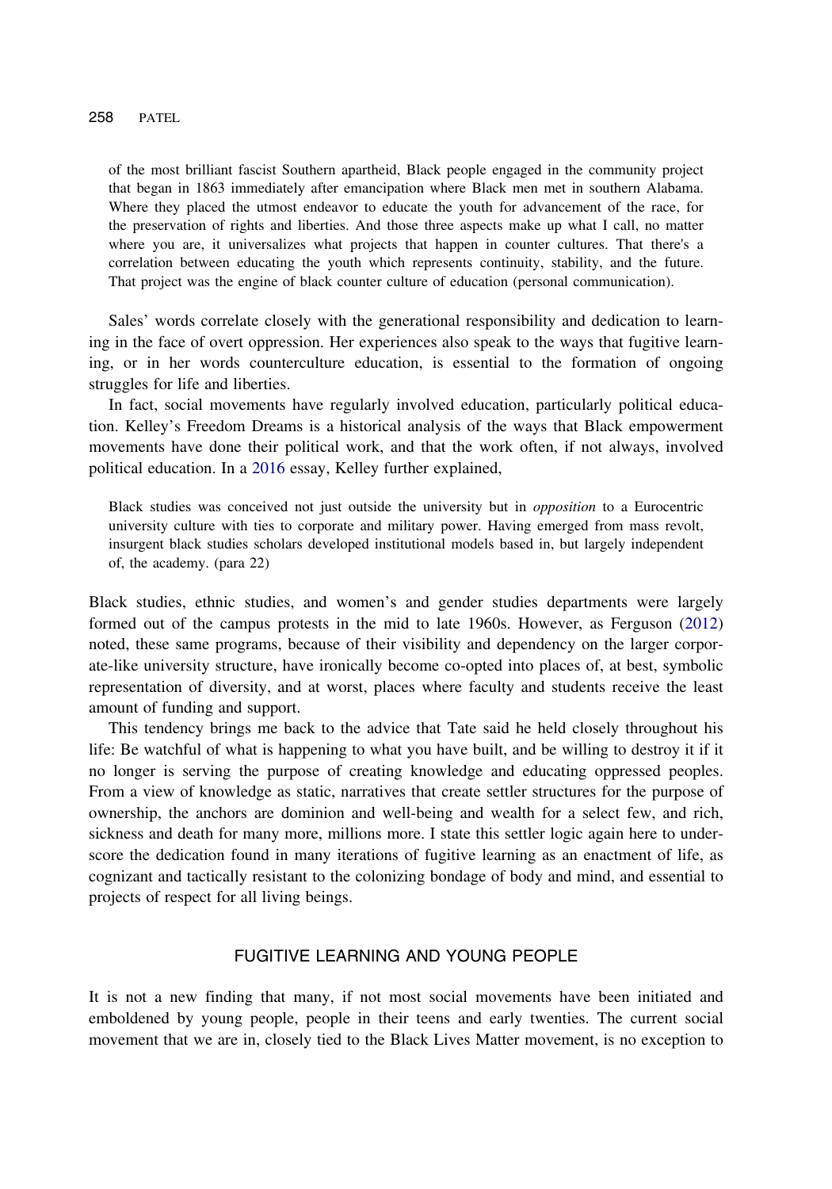> of the most brilliant fascist Southern apartheid, Black people engaged in the community project that began in 1863 immediately after emancipation where Black men met in southern Alabama. Where they placed the utmost endeavor to educate the youth for advancement of the race, for the preservation of rights and liberties. And those three aspects make up what I call, no matter where you are, it universalizes what projects that happen in counter cultures. That there's a correlation between educating the youth which represents continuity, stability, and the future. That project was the engine of black counter culture of education (personal communication).

Sales' words correlate closely with the generational responsibility and dedication to learning in the face of overt oppression. Her experiences also speak to the ways that fugitive learning, or in her words counterculture education, is essential to the formation of ongoing struggles for life and liberties.

In fact, social movements have regularly involved education, particularly political education. Kelley's Freedom Dreams is a historical analysis of the ways that Black empowerment movements have done their political work, and that the work often, if not always, involved political education. In a 2016 essay, Kelley further explained,

> Black studies was conceived not just outside the university but in *opposition* to a Eurocentric university culture with ties to corporate and military power. Having emerged from mass revolt, insurgent black studies scholars developed institutional models based in, but largely independent of, the academy. (para 22)

Black studies, ethnic studies, and women's and gender studies departments were largely formed out of the campus protests in the mid to late 1960s. However, as Ferguson (2012) noted, these same programs, because of their visibility and dependency on the larger corporate-like university structure, have ironically become co-opted into places of, at best, symbolic representation of diversity, and at worst, places where faculty and students receive the least amount of funding and support.

This tendency brings me back to the advice that Tate said he held closely throughout his life: Be watchful of what is happening to what you have built, and be willing to destroy it if it no longer is serving the purpose of creating knowledge and educating oppressed peoples. From a view of knowledge as static, narratives that create settler structures for the purpose of ownership, the anchors are dominion and well-being and wealth for a select few, and rich, sickness and death for many more, millions more. I state this settler logic again here to underscore the dedication found in many iterations of fugitive learning as an enactment of life, as cognizant and tactically resistant to the colonizing bondage of body and mind, and essential to projects of respect for all living beings.

## FUGITIVE LEARNING AND YOUNG PEOPLE

It is not a new finding that many, if not most social movements have been initiated and emboldened by young people, people in their teens and early twenties. The current social movement that we are in, closely tied to the Black Lives Matter movement, is no exception to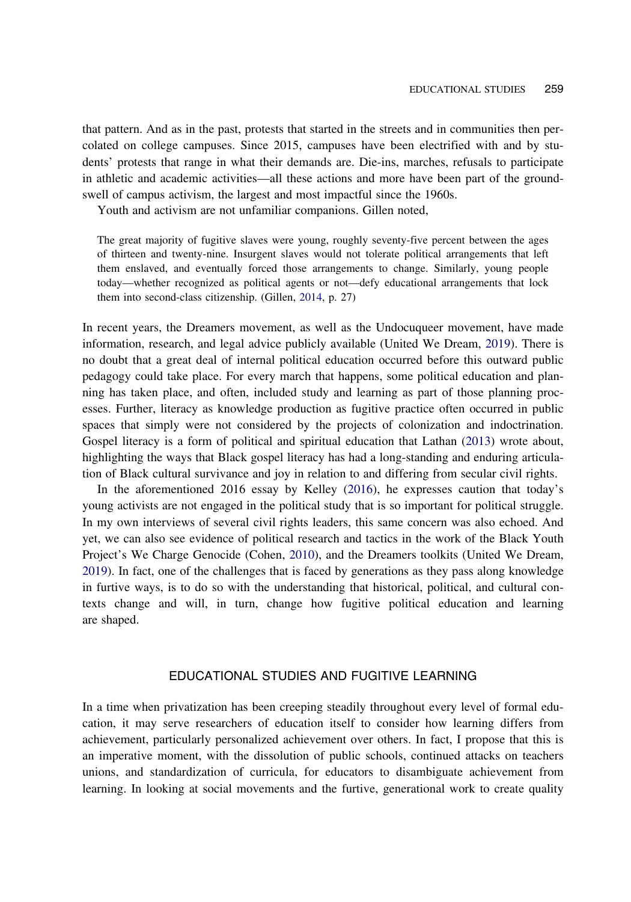that pattern. And as in the past, protests that started in the streets and in communities then percolated on college campuses. Since 2015, campuses have been electrified with and by students' protests that range in what their demands are. Die-ins, marches, refusals to participate in athletic and academic activities—all these actions and more have been part of the groundswell of campus activism, the largest and most impactful since the 1960s.

Youth and activism are not unfamiliar companions. Gillen noted,

> The great majority of fugitive slaves were young, roughly seventy-five percent between the ages of thirteen and twenty-nine. Insurgent slaves would not tolerate political arrangements that left them enslaved, and eventually forced those arrangements to change. Similarly, young people today—whether recognized as political agents or not—defy educational arrangements that lock them into second-class citizenship. (Gillen, 2014, p. 27)

In recent years, the Dreamers movement, as well as the Undocuqueer movement, have made information, research, and legal advice publicly available (United We Dream, 2019). There is no doubt that a great deal of internal political education occurred before this outward public pedagogy could take place. For every march that happens, some political education and planning has taken place, and often, included study and learning as part of those planning processes. Further, literacy as knowledge production as fugitive practice often occurred in public spaces that simply were not considered by the projects of colonization and indoctrination. Gospel literacy is a form of political and spiritual education that Lathan (2013) wrote about, highlighting the ways that Black gospel literacy has had a long-standing and enduring articulation of Black cultural survivance and joy in relation to and differing from secular civil rights.

In the aforementioned 2016 essay by Kelley (2016), he expresses caution that today's young activists are not engaged in the political study that is so important for political struggle. In my own interviews of several civil rights leaders, this same concern was also echoed. And yet, we can also see evidence of political research and tactics in the work of the Black Youth Project's We Charge Genocide (Cohen, 2010), and the Dreamers toolkits (United We Dream, 2019). In fact, one of the challenges that is faced by generations as they pass along knowledge in furtive ways, is to do so with the understanding that historical, political, and cultural contexts change and will, in turn, change how fugitive political education and learning are shaped.

## EDUCATIONAL STUDIES AND FUGITIVE LEARNING

In a time when privatization has been creeping steadily throughout every level of formal education, it may serve researchers of education itself to consider how learning differs from achievement, particularly personalized achievement over others. In fact, I propose that this is an imperative moment, with the dissolution of public schools, continued attacks on teachers unions, and standardization of curricula, for educators to disambiguate achievement from learning. In looking at social movements and the furtive, generational work to create quality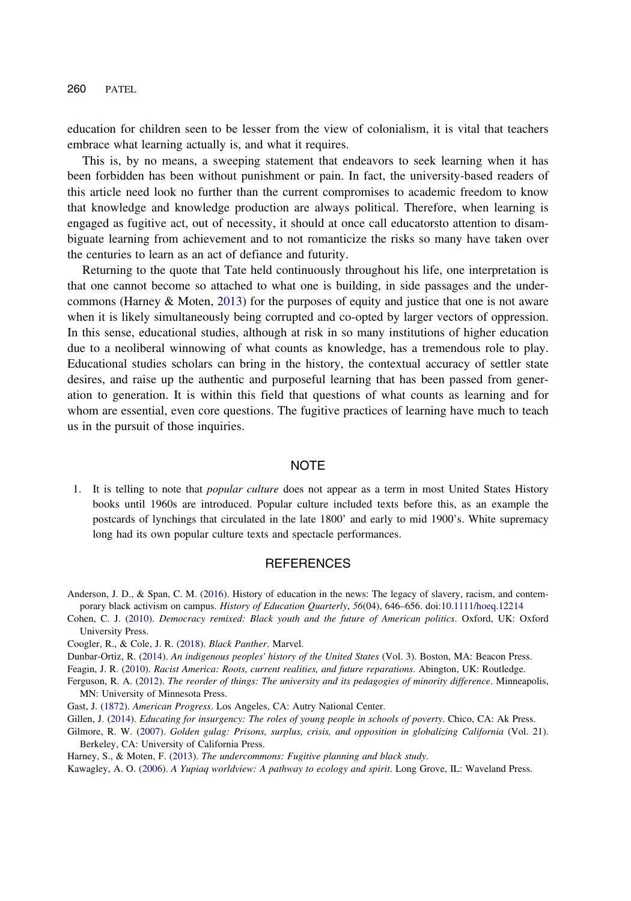education for children seen to be lesser from the view of colonialism, it is vital that teachers embrace what learning actually is, and what it requires.

This is, by no means, a sweeping statement that endeavors to seek learning when it has been forbidden has been without punishment or pain. In fact, the university-based readers of this article need look no further than the current compromises to academic freedom to know that knowledge and knowledge production are always political. Therefore, when learning is engaged as fugitive act, out of necessity, it should at once call educatorsto attention to disambiguate learning from achievement and to not romanticize the risks so many have taken over the centuries to learn as an act of defiance and futurity.

Returning to the quote that Tate held continuously throughout his life, one interpretation is that one cannot become so attached to what one is building, in side passages and the undercommons (Harney & Moten, 2013) for the purposes of equity and justice that one is not aware when it is likely simultaneously being corrupted and co-opted by larger vectors of oppression. In this sense, educational studies, although at risk in so many institutions of higher education due to a neoliberal winnowing of what counts as knowledge, has a tremendous role to play. Educational studies scholars can bring in the history, the contextual accuracy of settler state desires, and raise up the authentic and purposeful learning that has been passed from generation to generation. It is within this field that questions of what counts as learning and for whom are essential, even core questions. The fugitive practices of learning have much to teach us in the pursuit of those inquiries.

## NOTE

1. It is telling to note that *popular culture* does not appear as a term in most United States History books until 1960s are introduced. Popular culture included texts before this, as an example the postcards of lynchings that circulated in the late 1800' and early to mid 1900's. White supremacy long had its own popular culture texts and spectacle performances.

## REFERENCES

Anderson, J. D., & Span, C. M. (2016). History of education in the news: The legacy of slavery, racism, and contemporary black activism on campus. *History of Education Quarterly*, *56*(04), 646–656. doi:10.1111/hoeq.12214

Cohen, C. J. (2010). *Democracy remixed: Black youth and the future of American politics*. Oxford, UK: Oxford University Press.

Coogler, R., & Cole, J. R. (2018). *Black Panther*. Marvel.

Dunbar-Ortiz, R. (2014). *An indigenous peoples' history of the United States* (Vol. 3). Boston, MA: Beacon Press.

Feagin, J. R. (2010). *Racist America: Roots, current realities, and future reparations*. Abington, UK: Routledge.

Ferguson, R. A. (2012). *The reorder of things: The university and its pedagogies of minority difference*. Minneapolis, MN: University of Minnesota Press.

Gast, J. (1872). *American Progress*. Los Angeles, CA: Autry National Center.

Gillen, J. (2014). *Educating for insurgency: The roles of young people in schools of poverty*. Chico, CA: Ak Press.

Gilmore, R. W. (2007). *Golden gulag: Prisons, surplus, crisis, and opposition in globalizing California* (Vol. 21). Berkeley, CA: University of California Press.

Harney, S., & Moten, F. (2013). *The undercommons: Fugitive planning and black study*.

Kawagley, A. O. (2006). *A Yupiaq worldview: A pathway to ecology and spirit*. Long Grove, IL: Waveland Press.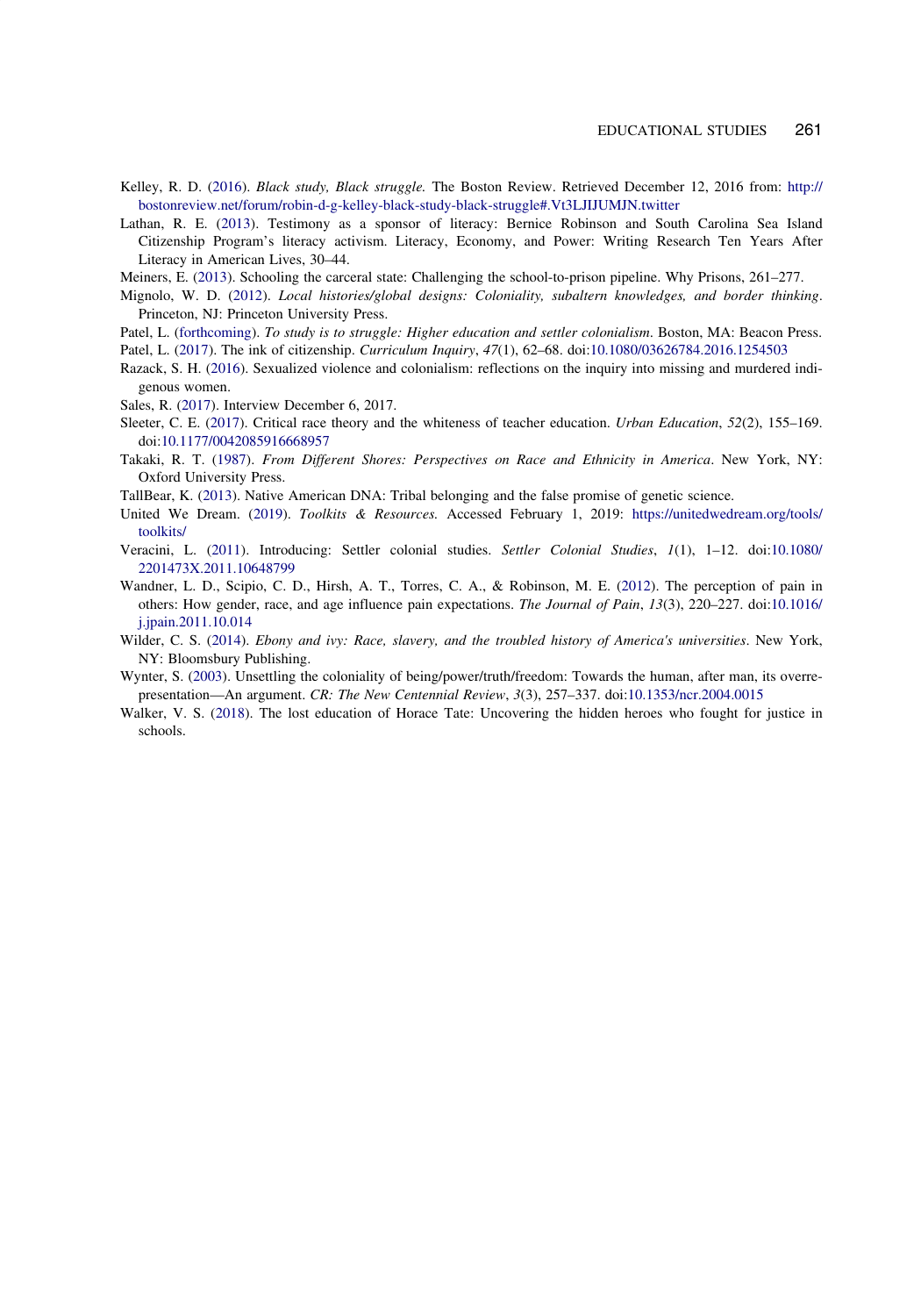Kelley, R. D. (2016). *Black study, Black struggle.* The Boston Review. Retrieved December 12, 2016 from: http://bostonreview.net/forum/robin-d-g-kelley-black-study-black-struggle#.Vt3LJIJUMJN.twitter

Lathan, R. E. (2013). Testimony as a sponsor of literacy: Bernice Robinson and South Carolina Sea Island Citizenship Program's literacy activism. Literacy, Economy, and Power: Writing Research Ten Years After Literacy in American Lives, 30–44.

Meiners, E. (2013). Schooling the carceral state: Challenging the school-to-prison pipeline. Why Prisons, 261–277.

Mignolo, W. D. (2012). *Local histories/global designs: Coloniality, subaltern knowledges, and border thinking*. Princeton, NJ: Princeton University Press.

Patel, L. (forthcoming). *To study is to struggle: Higher education and settler colonialism*. Boston, MA: Beacon Press.

Patel, L. (2017). The ink of citizenship. *Curriculum Inquiry*, *47*(1), 62–68. doi:10.1080/03626784.2016.1254503

Razack, S. H. (2016). Sexualized violence and colonialism: reflections on the inquiry into missing and murdered indigenous women.

Sales, R. (2017). Interview December 6, 2017.

Sleeter, C. E. (2017). Critical race theory and the whiteness of teacher education. *Urban Education*, *52*(2), 155–169. doi:10.1177/0042085916668957

Takaki, R. T. (1987). *From Different Shores: Perspectives on Race and Ethnicity in America*. New York, NY: Oxford University Press.

TallBear, K. (2013). Native American DNA: Tribal belonging and the false promise of genetic science.

United We Dream. (2019). *Toolkits & Resources.* Accessed February 1, 2019: https://unitedwedream.org/tools/toolkits/

Veracini, L. (2011). Introducing: Settler colonial studies. *Settler Colonial Studies*, *1*(1), 1–12. doi:10.1080/2201473X.2011.10648799

Wandner, L. D., Scipio, C. D., Hirsh, A. T., Torres, C. A., & Robinson, M. E. (2012). The perception of pain in others: How gender, race, and age influence pain expectations. *The Journal of Pain*, *13*(3), 220–227. doi:10.1016/j.jpain.2011.10.014

Wilder, C. S. (2014). *Ebony and ivy: Race, slavery, and the troubled history of America's universities*. New York, NY: Bloomsbury Publishing.

Wynter, S. (2003). Unsettling the coloniality of being/power/truth/freedom: Towards the human, after man, its overrepresentation—An argument. *CR: The New Centennial Review*, *3*(3), 257–337. doi:10.1353/ncr.2004.0015

Walker, V. S. (2018). The lost education of Horace Tate: Uncovering the hidden heroes who fought for justice in schools.